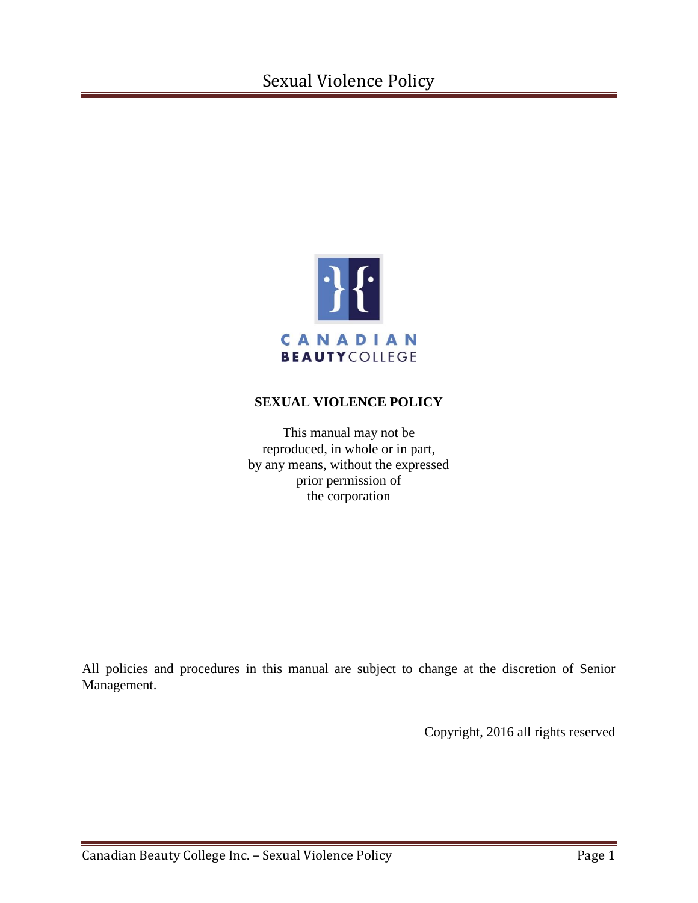CANADIAN BEAUTY COLLEGE

# SEXUAL VIOLENCE POLICY

This manual may not be reproduced, in whole or in part, by any means, without the expressed prior permission of the corporation

All policies and procedures in this manual are subject to change at the discretion of Senior Management.

Copyright, 2016 all rights reserved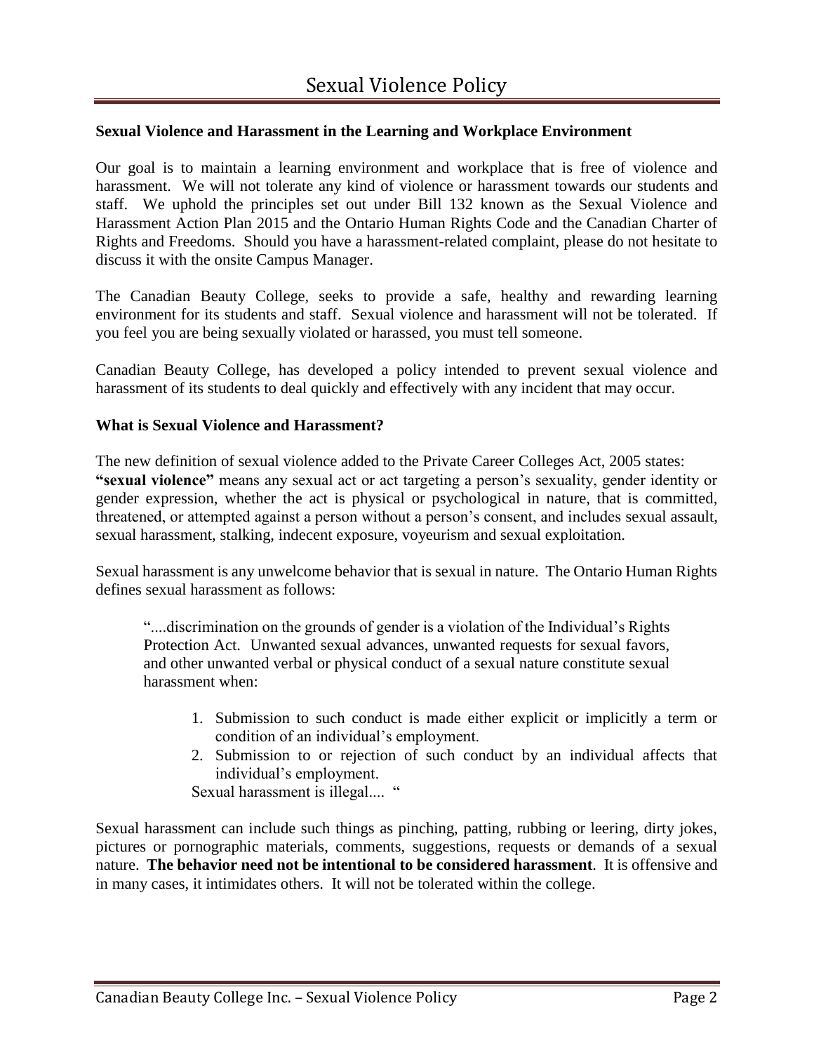# Sexual Violence Policy

**Sexual Violence and Harassment in the Learning and Workplace Environment**

Our goal is to maintain a learning environment and workplace that is free of violence and harassment. We will not tolerate any kind of violence or harassment towards our students and staff. We uphold the principles set out under Bill 132 known as the Sexual Violence and Harassment Action Plan 2015 and the Ontario Human Rights Code and the Canadian Charter of Rights and Freedoms. Should you have a harassment-related complaint, please do not hesitate to discuss it with the onsite Campus Manager.

The Canadian Beauty College, seeks to provide a safe, healthy and rewarding learning environment for its students and staff. Sexual violence and harassment will not be tolerated. If you feel you are being sexually violated or harassed, you must tell someone.

Canadian Beauty College, has developed a policy intended to prevent sexual violence and harassment of its students to deal quickly and effectively with any incident that may occur.

**What is Sexual Violence and Harassment?**

The new definition of sexual violence added to the Private Career Colleges Act, 2005 states:
**"sexual violence"** means any sexual act or act targeting a person's sexuality, gender identity or gender expression, whether the act is physical or psychological in nature, that is committed, threatened, or attempted against a person without a person's consent, and includes sexual assault, sexual harassment, stalking, indecent exposure, voyeurism and sexual exploitation.

Sexual harassment is any unwelcome behavior that is sexual in nature. The Ontario Human Rights defines sexual harassment as follows:

> "....discrimination on the grounds of gender is a violation of the Individual's Rights Protection Act. Unwanted sexual advances, unwanted requests for sexual favors, and other unwanted verbal or physical conduct of a sexual nature constitute sexual harassment when:
>
> 1. Submission to such conduct is made either explicit or implicitly a term or condition of an individual's employment.
> 2. Submission to or rejection of such conduct by an individual affects that individual's employment.
>
> Sexual harassment is illegal.... "

Sexual harassment can include such things as pinching, patting, rubbing or leering, dirty jokes, pictures or pornographic materials, comments, suggestions, requests or demands of a sexual nature. **The behavior need not be intentional to be considered harassment**. It is offensive and in many cases, it intimidates others. It will not be tolerated within the college.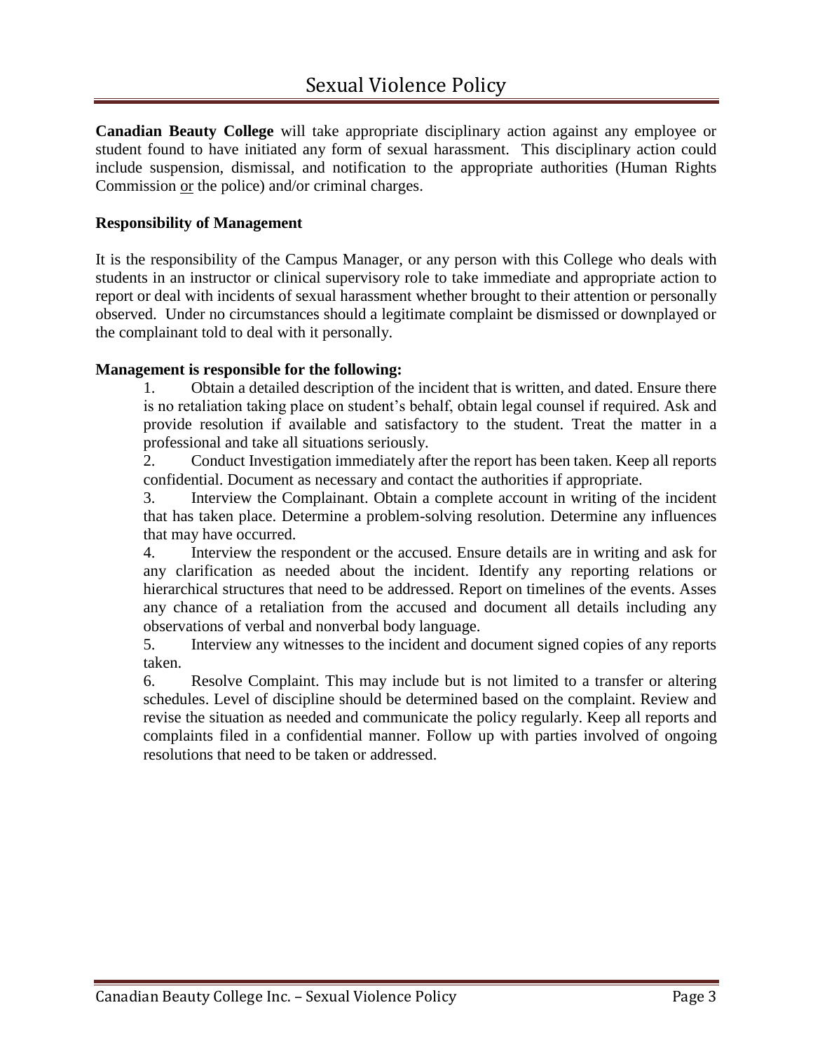# Sexual Violence Policy

**Canadian Beauty College** will take appropriate disciplinary action against any employee or student found to have initiated any form of sexual harassment. This disciplinary action could include suspension, dismissal, and notification to the appropriate authorities (Human Rights Commission or the police) and/or criminal charges.

**Responsibility of Management**

It is the responsibility of the Campus Manager, or any person with this College who deals with students in an instructor or clinical supervisory role to take immediate and appropriate action to report or deal with incidents of sexual harassment whether brought to their attention or personally observed. Under no circumstances should a legitimate complaint be dismissed or downplayed or the complainant told to deal with it personally.

**Management is responsible for the following:**

1. Obtain a detailed description of the incident that is written, and dated. Ensure there is no retaliation taking place on student's behalf, obtain legal counsel if required. Ask and provide resolution if available and satisfactory to the student. Treat the matter in a professional and take all situations seriously.
2. Conduct Investigation immediately after the report has been taken. Keep all reports confidential. Document as necessary and contact the authorities if appropriate.
3. Interview the Complainant. Obtain a complete account in writing of the incident that has taken place. Determine a problem-solving resolution. Determine any influences that may have occurred.
4. Interview the respondent or the accused. Ensure details are in writing and ask for any clarification as needed about the incident. Identify any reporting relations or hierarchical structures that need to be addressed. Report on timelines of the events. Asses any chance of a retaliation from the accused and document all details including any observations of verbal and nonverbal body language.
5. Interview any witnesses to the incident and document signed copies of any reports taken.
6. Resolve Complaint. This may include but is not limited to a transfer or altering schedules. Level of discipline should be determined based on the complaint. Review and revise the situation as needed and communicate the policy regularly. Keep all reports and complaints filed in a confidential manner. Follow up with parties involved of ongoing resolutions that need to be taken or addressed.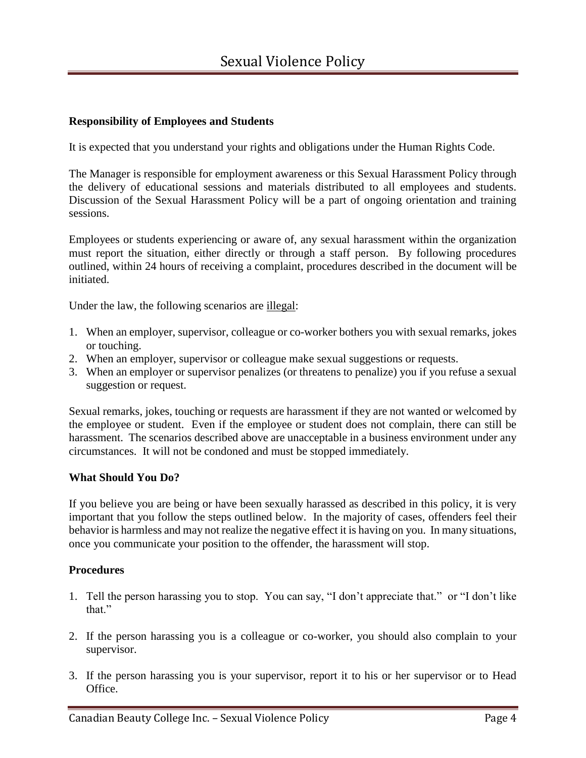**Responsibility of Employees and Students**

It is expected that you understand your rights and obligations under the Human Rights Code.

The Manager is responsible for employment awareness or this Sexual Harassment Policy through the delivery of educational sessions and materials distributed to all employees and students. Discussion of the Sexual Harassment Policy will be a part of ongoing orientation and training sessions.

Employees or students experiencing or aware of, any sexual harassment within the organization must report the situation, either directly or through a staff person. By following procedures outlined, within 24 hours of receiving a complaint, procedures described in the document will be initiated.

Under the law, the following scenarios are <u>illegal</u>:

1. When an employer, supervisor, colleague or co-worker bothers you with sexual remarks, jokes or touching.
2. When an employer, supervisor or colleague make sexual suggestions or requests.
3. When an employer or supervisor penalizes (or threatens to penalize) you if you refuse a sexual suggestion or request.

Sexual remarks, jokes, touching or requests are harassment if they are not wanted or welcomed by the employee or student. Even if the employee or student does not complain, there can still be harassment. The scenarios described above are unacceptable in a business environment under any circumstances. It will not be condoned and must be stopped immediately.

**What Should You Do?**

If you believe you are being or have been sexually harassed as described in this policy, it is very important that you follow the steps outlined below. In the majority of cases, offenders feel their behavior is harmless and may not realize the negative effect it is having on you. In many situations, once you communicate your position to the offender, the harassment will stop.

**Procedures**

1. Tell the person harassing you to stop. You can say, "I don't appreciate that." or "I don't like that."

2. If the person harassing you is a colleague or co-worker, you should also complain to your supervisor.

3. If the person harassing you is your supervisor, report it to his or her supervisor or to Head Office.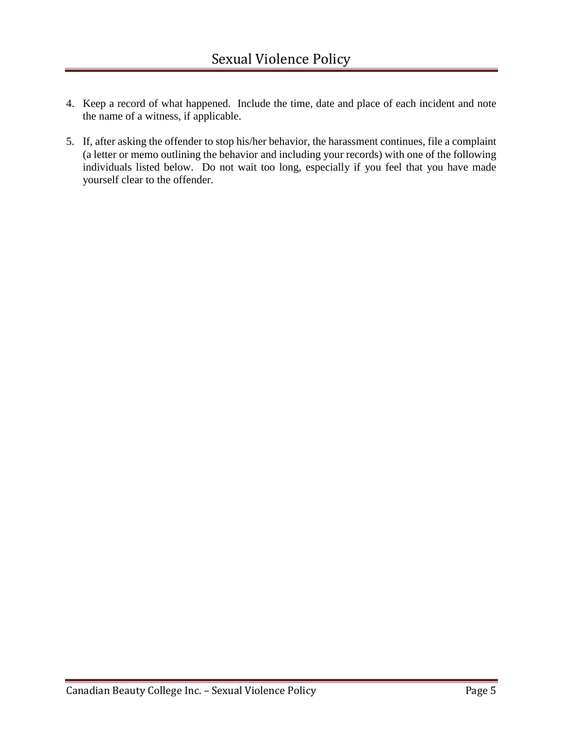4. Keep a record of what happened. Include the time, date and place of each incident and note the name of a witness, if applicable.

5. If, after asking the offender to stop his/her behavior, the harassment continues, file a complaint (a letter or memo outlining the behavior and including your records) with one of the following individuals listed below. Do not wait too long, especially if you feel that you have made yourself clear to the offender.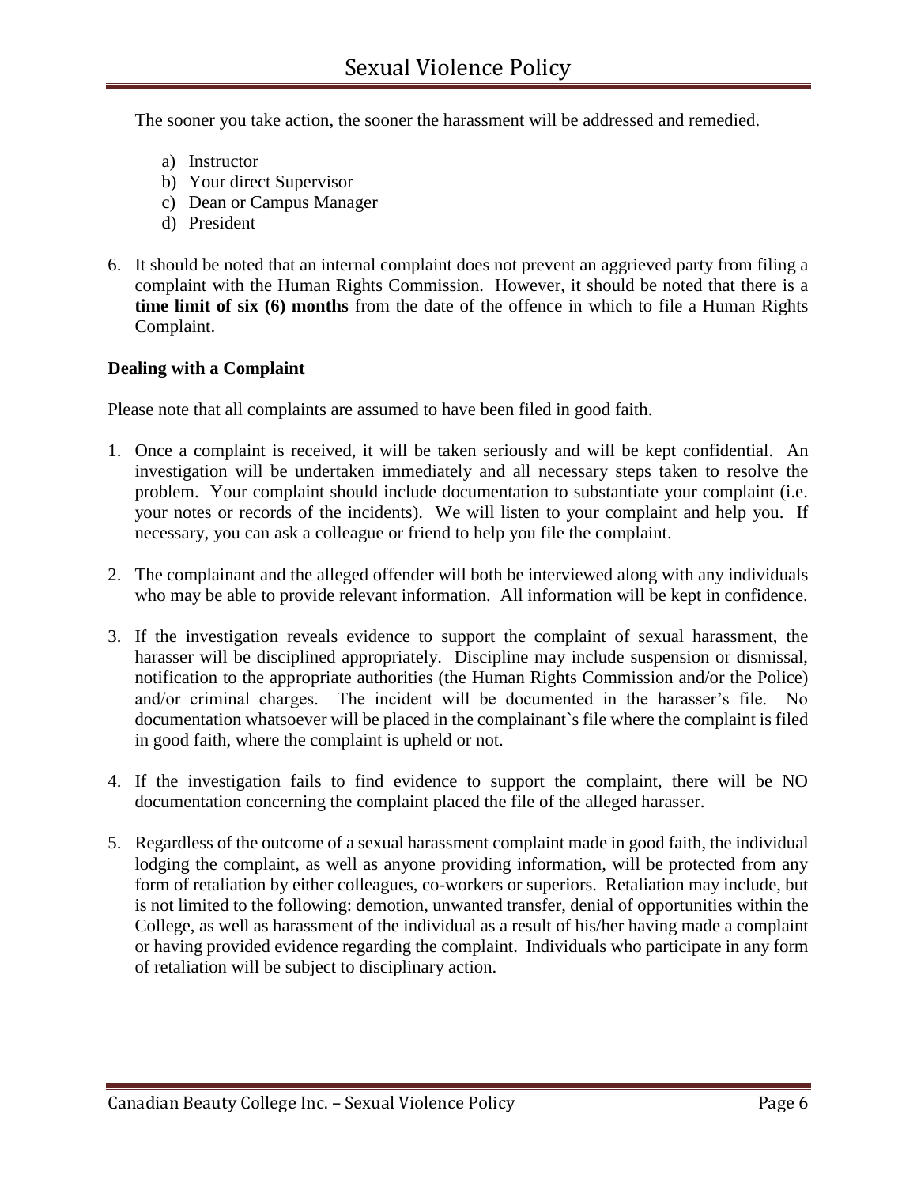The sooner you take action, the sooner the harassment will be addressed and remedied.

a) Instructor
b) Your direct Supervisor
c) Dean or Campus Manager
d) President

6. It should be noted that an internal complaint does not prevent an aggrieved party from filing a complaint with the Human Rights Commission. However, it should be noted that there is a **time limit of six (6) months** from the date of the offence in which to file a Human Rights Complaint.

**Dealing with a Complaint**

Please note that all complaints are assumed to have been filed in good faith.

1. Once a complaint is received, it will be taken seriously and will be kept confidential. An investigation will be undertaken immediately and all necessary steps taken to resolve the problem. Your complaint should include documentation to substantiate your complaint (i.e. your notes or records of the incidents). We will listen to your complaint and help you. If necessary, you can ask a colleague or friend to help you file the complaint.

2. The complainant and the alleged offender will both be interviewed along with any individuals who may be able to provide relevant information. All information will be kept in confidence.

3. If the investigation reveals evidence to support the complaint of sexual harassment, the harasser will be disciplined appropriately. Discipline may include suspension or dismissal, notification to the appropriate authorities (the Human Rights Commission and/or the Police) and/or criminal charges. The incident will be documented in the harasser's file. No documentation whatsoever will be placed in the complainant`s file where the complaint is filed in good faith, where the complaint is upheld or not.

4. If the investigation fails to find evidence to support the complaint, there will be NO documentation concerning the complaint placed the file of the alleged harasser.

5. Regardless of the outcome of a sexual harassment complaint made in good faith, the individual lodging the complaint, as well as anyone providing information, will be protected from any form of retaliation by either colleagues, co-workers or superiors. Retaliation may include, but is not limited to the following: demotion, unwanted transfer, denial of opportunities within the College, as well as harassment of the individual as a result of his/her having made a complaint or having provided evidence regarding the complaint. Individuals who participate in any form of retaliation will be subject to disciplinary action.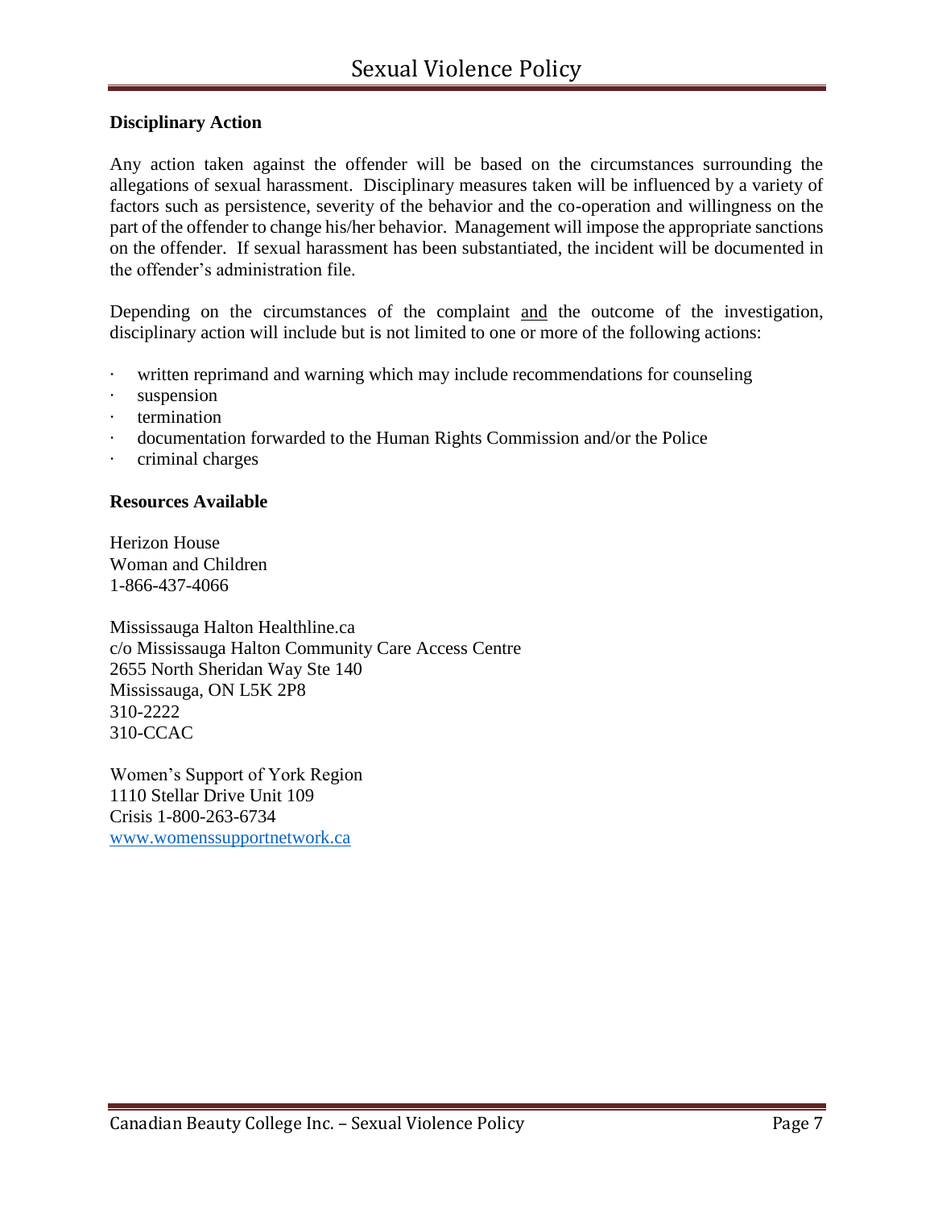**Disciplinary Action**

Any action taken against the offender will be based on the circumstances surrounding the allegations of sexual harassment. Disciplinary measures taken will be influenced by a variety of factors such as persistence, severity of the behavior and the co-operation and willingness on the part of the offender to change his/her behavior. Management will impose the appropriate sanctions on the offender. If sexual harassment has been substantiated, the incident will be documented in the offender's administration file.

Depending on the circumstances of the complaint <u>and</u> the outcome of the investigation, disciplinary action will include but is not limited to one or more of the following actions:

- written reprimand and warning which may include recommendations for counseling
- suspension
- termination
- documentation forwarded to the Human Rights Commission and/or the Police
- criminal charges

**Resources Available**

Herizon House
Woman and Children
1-866-437-4066

Mississauga Halton Healthline.ca
c/o Mississauga Halton Community Care Access Centre
2655 North Sheridan Way Ste 140
Mississauga, ON L5K 2P8
310-2222
310-CCAC

Women's Support of York Region
1110 Stellar Drive Unit 109
Crisis 1-800-263-6734
www.womenssupportnetwork.ca